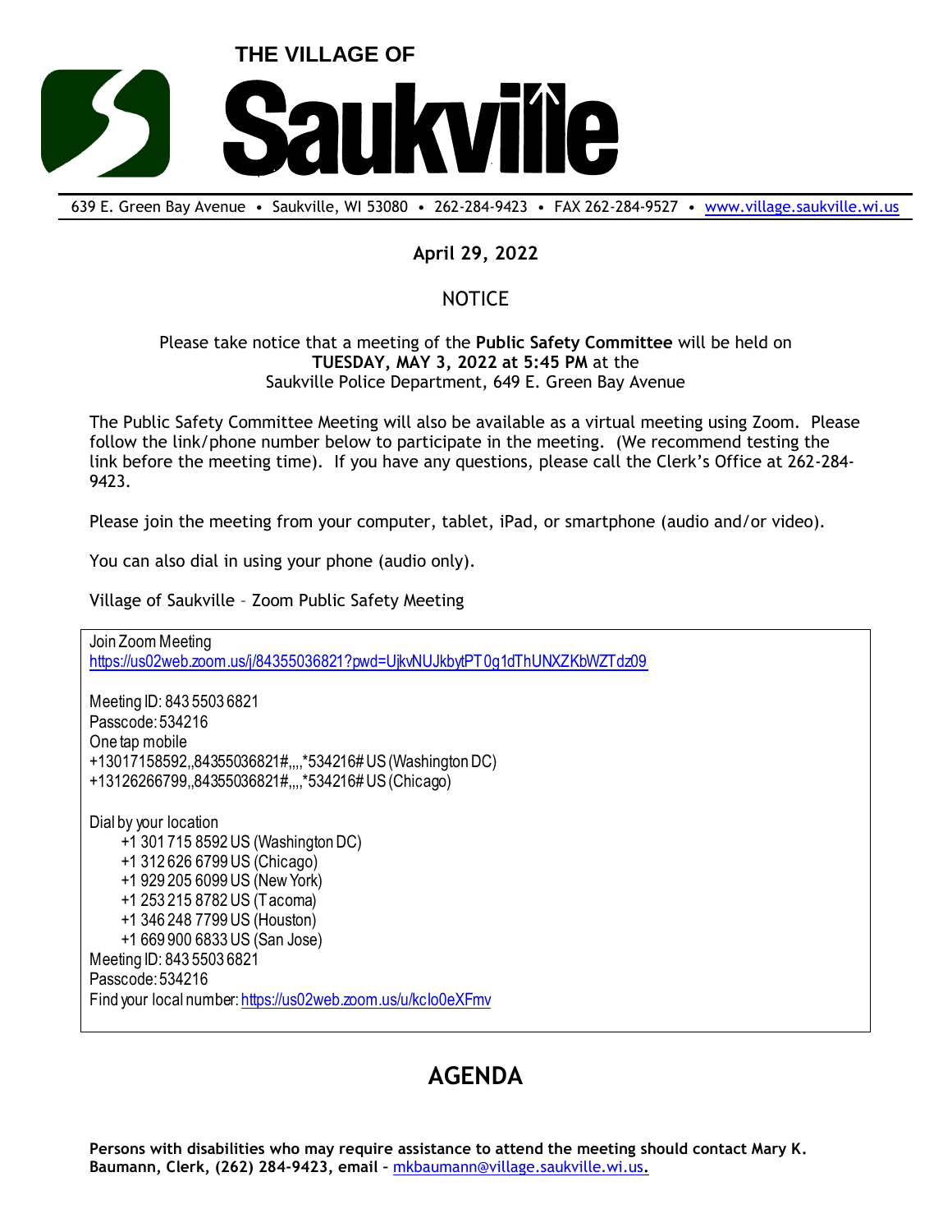# THE VILLAGE OF Saukville

639 E. Green Bay Avenue • Saukville, WI 53080 • 262-284-9423 • FAX 262-284-9527 • www.village.saukville.wi.us

**April 29, 2022**

NOTICE

Please take notice that a meeting of the **Public Safety Committee** will be held on **TUESDAY, MAY 3, 2022 at 5:45 PM** at the Saukville Police Department, 649 E. Green Bay Avenue

The Public Safety Committee Meeting will also be available as a virtual meeting using Zoom. Please follow the link/phone number below to participate in the meeting. (We recommend testing the link before the meeting time). If you have any questions, please call the Clerk's Office at 262-284-9423.

Please join the meeting from your computer, tablet, iPad, or smartphone (audio and/or video).

You can also dial in using your phone (audio only).

Village of Saukville – Zoom Public Safety Meeting

Join Zoom Meeting
https://us02web.zoom.us/j/84355036821?pwd=UjkvNUJkbytPT0g1dThUNXZKbWZTdz09

Meeting ID: 843 5503 6821
Passcode: 534216
One tap mobile
+13017158592,,84355036821#,,,,*534216# US (Washington DC)
+13126266799,,84355036821#,,,,*534216# US (Chicago)

Dial by your location
- +1 301 715 8592 US (Washington DC)
- +1 312 626 6799 US (Chicago)
- +1 929 205 6099 US (New York)
- +1 253 215 8782 US (Tacoma)
- +1 346 248 7799 US (Houston)
- +1 669 900 6833 US (San Jose)

Meeting ID: 843 5503 6821
Passcode: 534216
Find your local number: https://us02web.zoom.us/u/kclo0eXFmv

# AGENDA

**Persons with disabilities who may require assistance to attend the meeting should contact Mary K. Baumann, Clerk, (262) 284-9423, email – mkbaumann@village.saukville.wi.us.**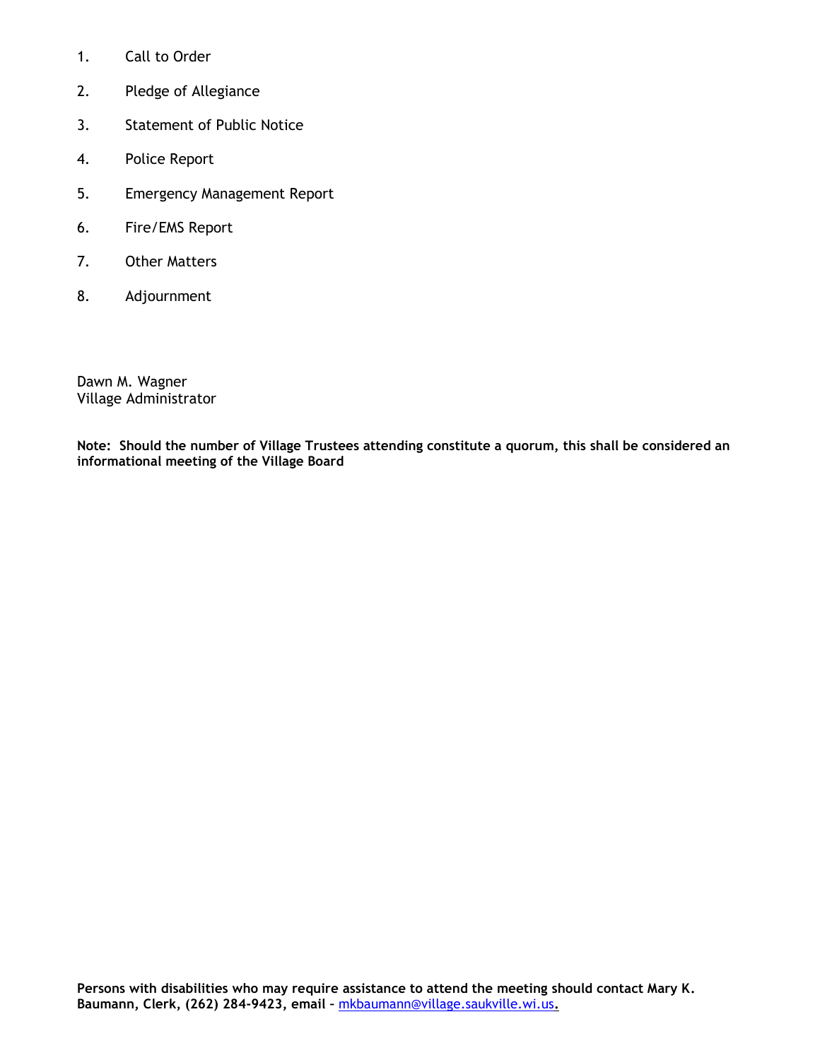1. Call to Order
2. Pledge of Allegiance
3. Statement of Public Notice
4. Police Report
5. Emergency Management Report
6. Fire/EMS Report
7. Other Matters
8. Adjournment

Dawn M. Wagner
Village Administrator

**Note: Should the number of Village Trustees attending constitute a quorum, this shall be considered an informational meeting of the Village Board**

**Persons with disabilities who may require assistance to attend the meeting should contact Mary K. Baumann, Clerk, (262) 284-9423, email – mkbaumann@village.saukville.wi.us.**